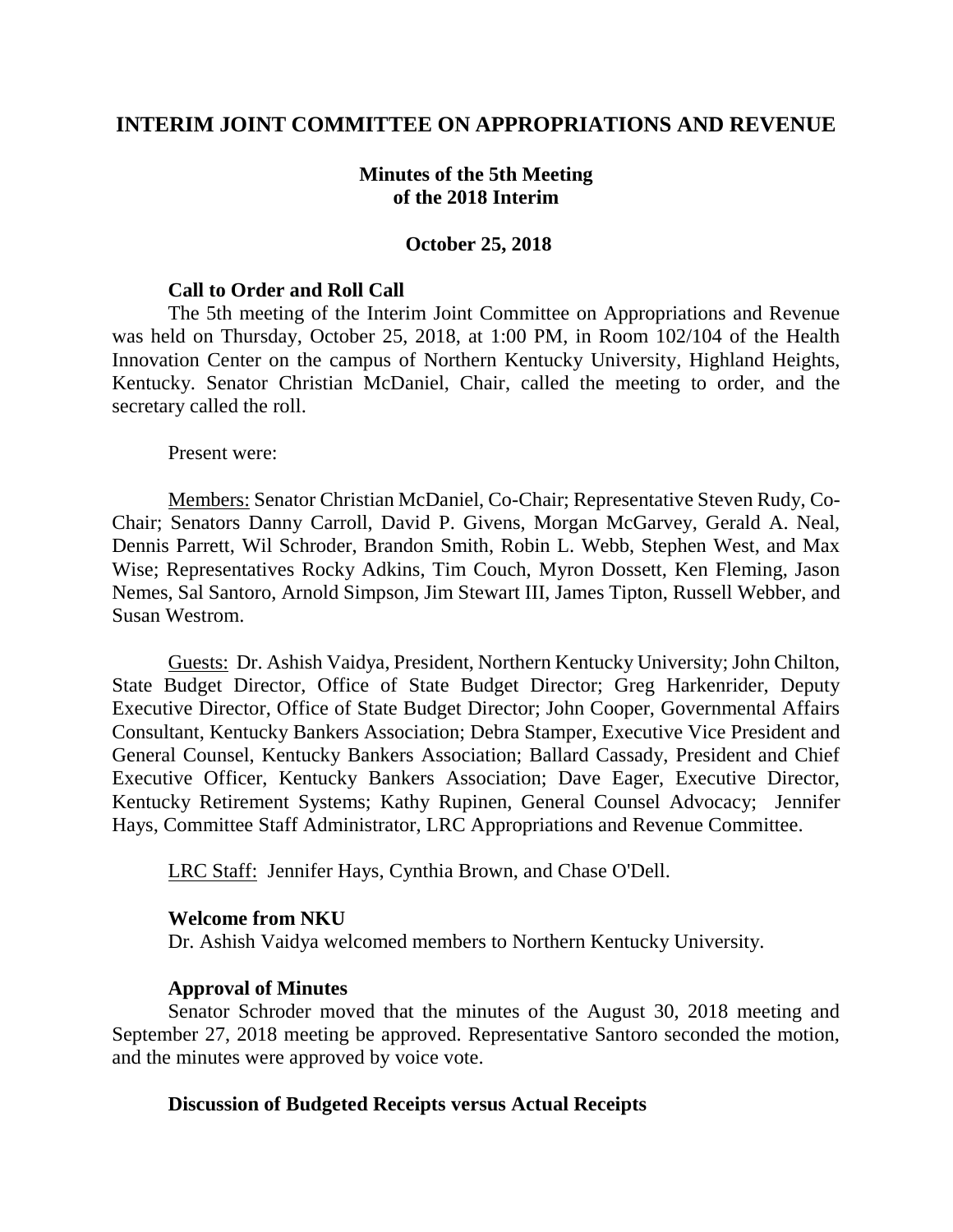# INTERIM JOINT COMMITTEE ON APPROPRIATIONS AND REVENUE

## Minutes of the 5th Meeting of the 2018 Interim

**October 25, 2018**

### Call to Order and Roll Call

The 5th meeting of the Interim Joint Committee on Appropriations and Revenue was held on Thursday, October 25, 2018, at 1:00 PM, in Room 102/104 of the Health Innovation Center on the campus of Northern Kentucky University, Highland Heights, Kentucky. Senator Christian McDaniel, Chair, called the meeting to order, and the secretary called the roll.

Present were:

Members: Senator Christian McDaniel, Co-Chair; Representative Steven Rudy, Co-Chair; Senators Danny Carroll, David P. Givens, Morgan McGarvey, Gerald A. Neal, Dennis Parrett, Wil Schroder, Brandon Smith, Robin L. Webb, Stephen West, and Max Wise; Representatives Rocky Adkins, Tim Couch, Myron Dossett, Ken Fleming, Jason Nemes, Sal Santoro, Arnold Simpson, Jim Stewart III, James Tipton, Russell Webber, and Susan Westrom.

Guests: Dr. Ashish Vaidya, President, Northern Kentucky University; John Chilton, State Budget Director, Office of State Budget Director; Greg Harkenrider, Deputy Executive Director, Office of State Budget Director; John Cooper, Governmental Affairs Consultant, Kentucky Bankers Association; Debra Stamper, Executive Vice President and General Counsel, Kentucky Bankers Association; Ballard Cassady, President and Chief Executive Officer, Kentucky Bankers Association; Dave Eager, Executive Director, Kentucky Retirement Systems; Kathy Rupinen, General Counsel Advocacy; Jennifer Hays, Committee Staff Administrator, LRC Appropriations and Revenue Committee.

LRC Staff: Jennifer Hays, Cynthia Brown, and Chase O'Dell.

### Welcome from NKU

Dr. Ashish Vaidya welcomed members to Northern Kentucky University.

### Approval of Minutes

Senator Schroder moved that the minutes of the August 30, 2018 meeting and September 27, 2018 meeting be approved. Representative Santoro seconded the motion, and the minutes were approved by voice vote.

### Discussion of Budgeted Receipts versus Actual Receipts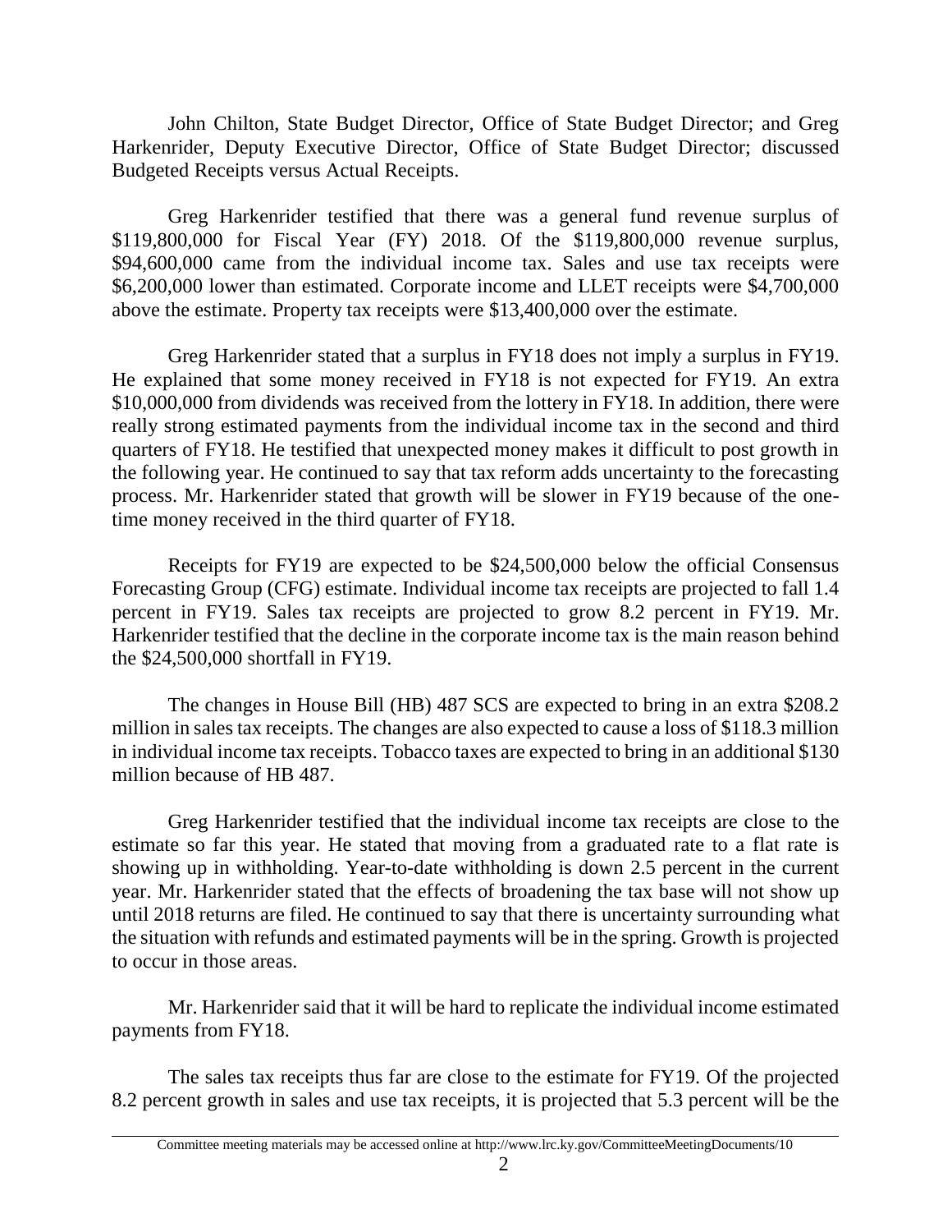John Chilton, State Budget Director, Office of State Budget Director; and Greg Harkenrider, Deputy Executive Director, Office of State Budget Director; discussed Budgeted Receipts versus Actual Receipts.

Greg Harkenrider testified that there was a general fund revenue surplus of $119,800,000 for Fiscal Year (FY) 2018. Of the $119,800,000 revenue surplus, $94,600,000 came from the individual income tax. Sales and use tax receipts were $6,200,000 lower than estimated. Corporate income and LLET receipts were $4,700,000 above the estimate. Property tax receipts were $13,400,000 over the estimate.

Greg Harkenrider stated that a surplus in FY18 does not imply a surplus in FY19. He explained that some money received in FY18 is not expected for FY19. An extra $10,000,000 from dividends was received from the lottery in FY18. In addition, there were really strong estimated payments from the individual income tax in the second and third quarters of FY18. He testified that unexpected money makes it difficult to post growth in the following year. He continued to say that tax reform adds uncertainty to the forecasting process. Mr. Harkenrider stated that growth will be slower in FY19 because of the one-time money received in the third quarter of FY18.

Receipts for FY19 are expected to be $24,500,000 below the official Consensus Forecasting Group (CFG) estimate. Individual income tax receipts are projected to fall 1.4 percent in FY19. Sales tax receipts are projected to grow 8.2 percent in FY19. Mr. Harkenrider testified that the decline in the corporate income tax is the main reason behind the $24,500,000 shortfall in FY19.

The changes in House Bill (HB) 487 SCS are expected to bring in an extra $208.2 million in sales tax receipts. The changes are also expected to cause a loss of $118.3 million in individual income tax receipts. Tobacco taxes are expected to bring in an additional $130 million because of HB 487.

Greg Harkenrider testified that the individual income tax receipts are close to the estimate so far this year. He stated that moving from a graduated rate to a flat rate is showing up in withholding. Year-to-date withholding is down 2.5 percent in the current year. Mr. Harkenrider stated that the effects of broadening the tax base will not show up until 2018 returns are filed. He continued to say that there is uncertainty surrounding what the situation with refunds and estimated payments will be in the spring. Growth is projected to occur in those areas.

Mr. Harkenrider said that it will be hard to replicate the individual income estimated payments from FY18.

The sales tax receipts thus far are close to the estimate for FY19. Of the projected 8.2 percent growth in sales and use tax receipts, it is projected that 5.3 percent will be the

Committee meeting materials may be accessed online at http://www.lrc.ky.gov/CommitteeMeetingDocuments/10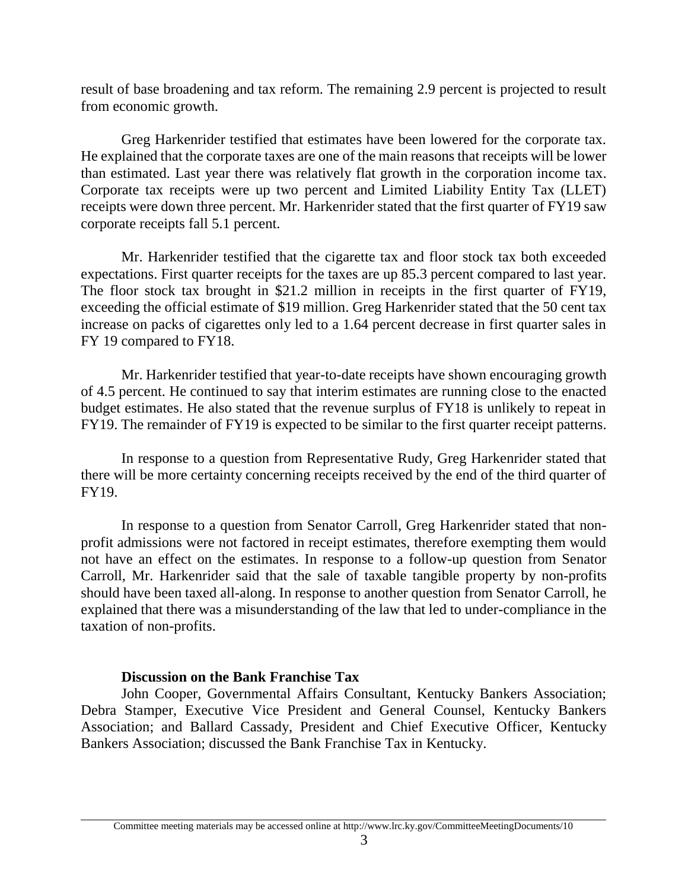result of base broadening and tax reform. The remaining 2.9 percent is projected to result from economic growth.

Greg Harkenrider testified that estimates have been lowered for the corporate tax. He explained that the corporate taxes are one of the main reasons that receipts will be lower than estimated. Last year there was relatively flat growth in the corporation income tax. Corporate tax receipts were up two percent and Limited Liability Entity Tax (LLET) receipts were down three percent. Mr. Harkenrider stated that the first quarter of FY19 saw corporate receipts fall 5.1 percent.

Mr. Harkenrider testified that the cigarette tax and floor stock tax both exceeded expectations. First quarter receipts for the taxes are up 85.3 percent compared to last year. The floor stock tax brought in $21.2 million in receipts in the first quarter of FY19, exceeding the official estimate of $19 million. Greg Harkenrider stated that the 50 cent tax increase on packs of cigarettes only led to a 1.64 percent decrease in first quarter sales in FY 19 compared to FY18.

Mr. Harkenrider testified that year-to-date receipts have shown encouraging growth of 4.5 percent. He continued to say that interim estimates are running close to the enacted budget estimates. He also stated that the revenue surplus of FY18 is unlikely to repeat in FY19. The remainder of FY19 is expected to be similar to the first quarter receipt patterns.

In response to a question from Representative Rudy, Greg Harkenrider stated that there will be more certainty concerning receipts received by the end of the third quarter of FY19.

In response to a question from Senator Carroll, Greg Harkenrider stated that non-profit admissions were not factored in receipt estimates, therefore exempting them would not have an effect on the estimates. In response to a follow-up question from Senator Carroll, Mr. Harkenrider said that the sale of taxable tangible property by non-profits should have been taxed all-along. In response to another question from Senator Carroll, he explained that there was a misunderstanding of the law that led to under-compliance in the taxation of non-profits.

**Discussion on the Bank Franchise Tax**

John Cooper, Governmental Affairs Consultant, Kentucky Bankers Association; Debra Stamper, Executive Vice President and General Counsel, Kentucky Bankers Association; and Ballard Cassady, President and Chief Executive Officer, Kentucky Bankers Association; discussed the Bank Franchise Tax in Kentucky.

Committee meeting materials may be accessed online at http://www.lrc.ky.gov/CommitteeMeetingDocuments/10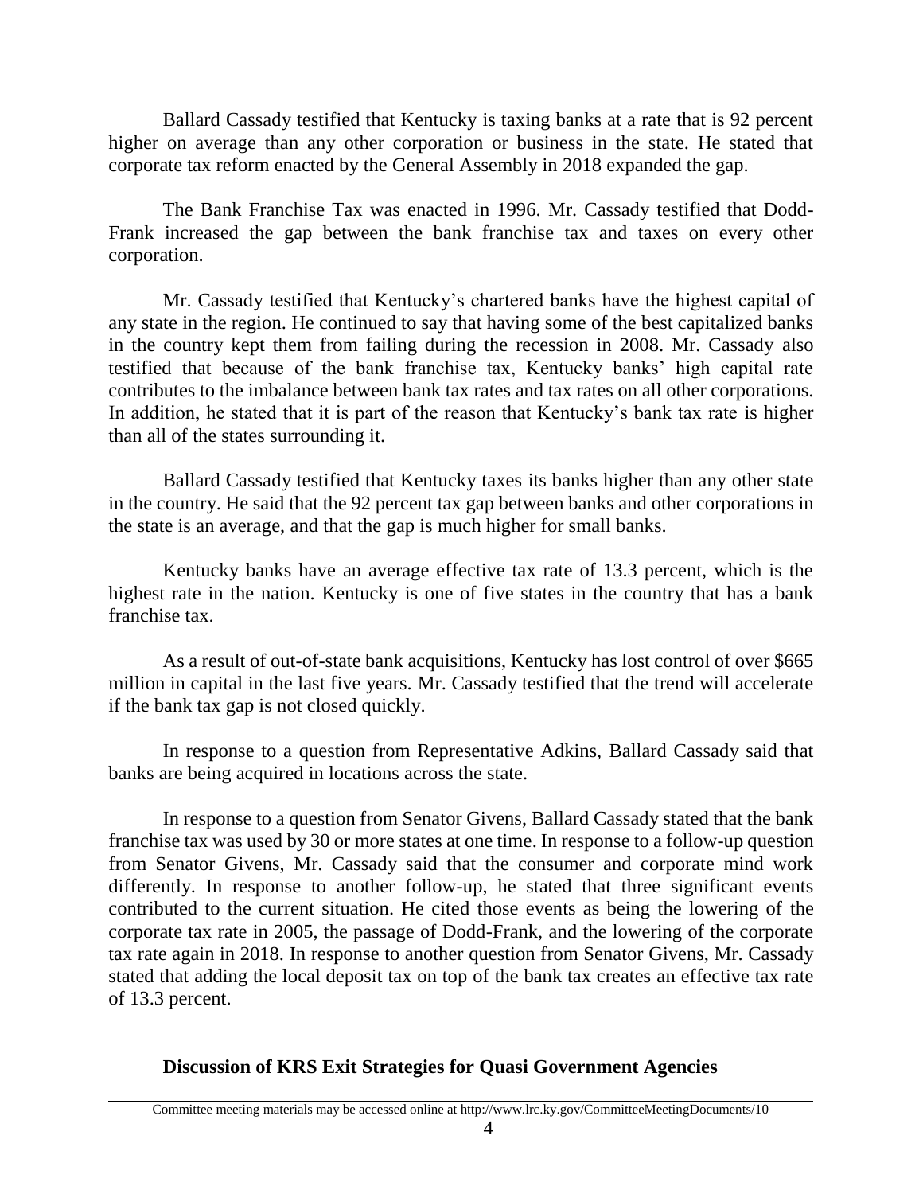Ballard Cassady testified that Kentucky is taxing banks at a rate that is 92 percent higher on average than any other corporation or business in the state. He stated that corporate tax reform enacted by the General Assembly in 2018 expanded the gap.

The Bank Franchise Tax was enacted in 1996. Mr. Cassady testified that Dodd-Frank increased the gap between the bank franchise tax and taxes on every other corporation.

Mr. Cassady testified that Kentucky's chartered banks have the highest capital of any state in the region. He continued to say that having some of the best capitalized banks in the country kept them from failing during the recession in 2008. Mr. Cassady also testified that because of the bank franchise tax, Kentucky banks' high capital rate contributes to the imbalance between bank tax rates and tax rates on all other corporations. In addition, he stated that it is part of the reason that Kentucky's bank tax rate is higher than all of the states surrounding it.

Ballard Cassady testified that Kentucky taxes its banks higher than any other state in the country. He said that the 92 percent tax gap between banks and other corporations in the state is an average, and that the gap is much higher for small banks.

Kentucky banks have an average effective tax rate of 13.3 percent, which is the highest rate in the nation. Kentucky is one of five states in the country that has a bank franchise tax.

As a result of out-of-state bank acquisitions, Kentucky has lost control of over $665 million in capital in the last five years. Mr. Cassady testified that the trend will accelerate if the bank tax gap is not closed quickly.

In response to a question from Representative Adkins, Ballard Cassady said that banks are being acquired in locations across the state.

In response to a question from Senator Givens, Ballard Cassady stated that the bank franchise tax was used by 30 or more states at one time. In response to a follow-up question from Senator Givens, Mr. Cassady said that the consumer and corporate mind work differently. In response to another follow-up, he stated that three significant events contributed to the current situation. He cited those events as being the lowering of the corporate tax rate in 2005, the passage of Dodd-Frank, and the lowering of the corporate tax rate again in 2018. In response to another question from Senator Givens, Mr. Cassady stated that adding the local deposit tax on top of the bank tax creates an effective tax rate of 13.3 percent.

**Discussion of KRS Exit Strategies for Quasi Government Agencies**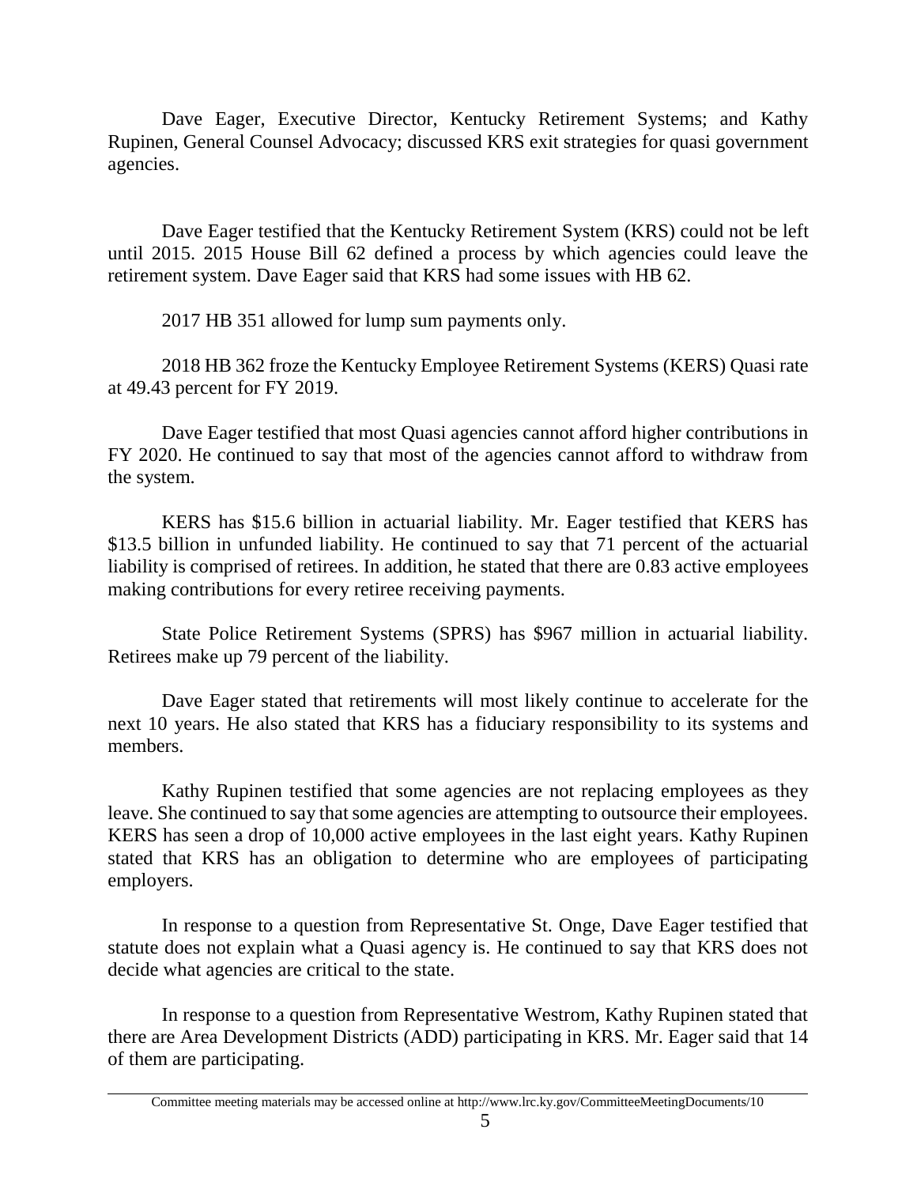Dave Eager, Executive Director, Kentucky Retirement Systems; and Kathy Rupinen, General Counsel Advocacy; discussed KRS exit strategies for quasi government agencies.

Dave Eager testified that the Kentucky Retirement System (KRS) could not be left until 2015. 2015 House Bill 62 defined a process by which agencies could leave the retirement system. Dave Eager said that KRS had some issues with HB 62.

2017 HB 351 allowed for lump sum payments only.

2018 HB 362 froze the Kentucky Employee Retirement Systems (KERS) Quasi rate at 49.43 percent for FY 2019.

Dave Eager testified that most Quasi agencies cannot afford higher contributions in FY 2020. He continued to say that most of the agencies cannot afford to withdraw from the system.

KERS has $15.6 billion in actuarial liability. Mr. Eager testified that KERS has $13.5 billion in unfunded liability. He continued to say that 71 percent of the actuarial liability is comprised of retirees. In addition, he stated that there are 0.83 active employees making contributions for every retiree receiving payments.

State Police Retirement Systems (SPRS) has $967 million in actuarial liability. Retirees make up 79 percent of the liability.

Dave Eager stated that retirements will most likely continue to accelerate for the next 10 years. He also stated that KRS has a fiduciary responsibility to its systems and members.

Kathy Rupinen testified that some agencies are not replacing employees as they leave. She continued to say that some agencies are attempting to outsource their employees. KERS has seen a drop of 10,000 active employees in the last eight years. Kathy Rupinen stated that KRS has an obligation to determine who are employees of participating employers.

In response to a question from Representative St. Onge, Dave Eager testified that statute does not explain what a Quasi agency is. He continued to say that KRS does not decide what agencies are critical to the state.

In response to a question from Representative Westrom, Kathy Rupinen stated that there are Area Development Districts (ADD) participating in KRS. Mr. Eager said that 14 of them are participating.

Committee meeting materials may be accessed online at http://www.lrc.ky.gov/CommitteeMeetingDocuments/10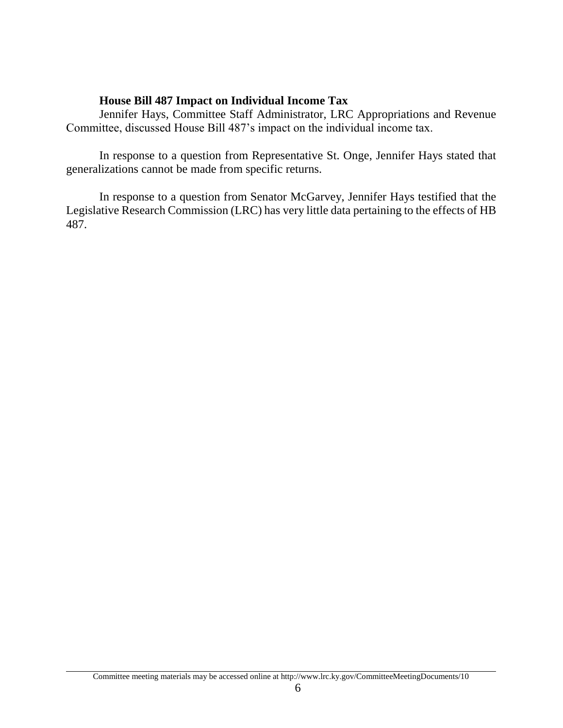**House Bill 487 Impact on Individual Income Tax**

Jennifer Hays, Committee Staff Administrator, LRC Appropriations and Revenue Committee, discussed House Bill 487's impact on the individual income tax.

In response to a question from Representative St. Onge, Jennifer Hays stated that generalizations cannot be made from specific returns.

In response to a question from Senator McGarvey, Jennifer Hays testified that the Legislative Research Commission (LRC) has very little data pertaining to the effects of HB 487.

Committee meeting materials may be accessed online at http://www.lrc.ky.gov/CommitteeMeetingDocuments/10